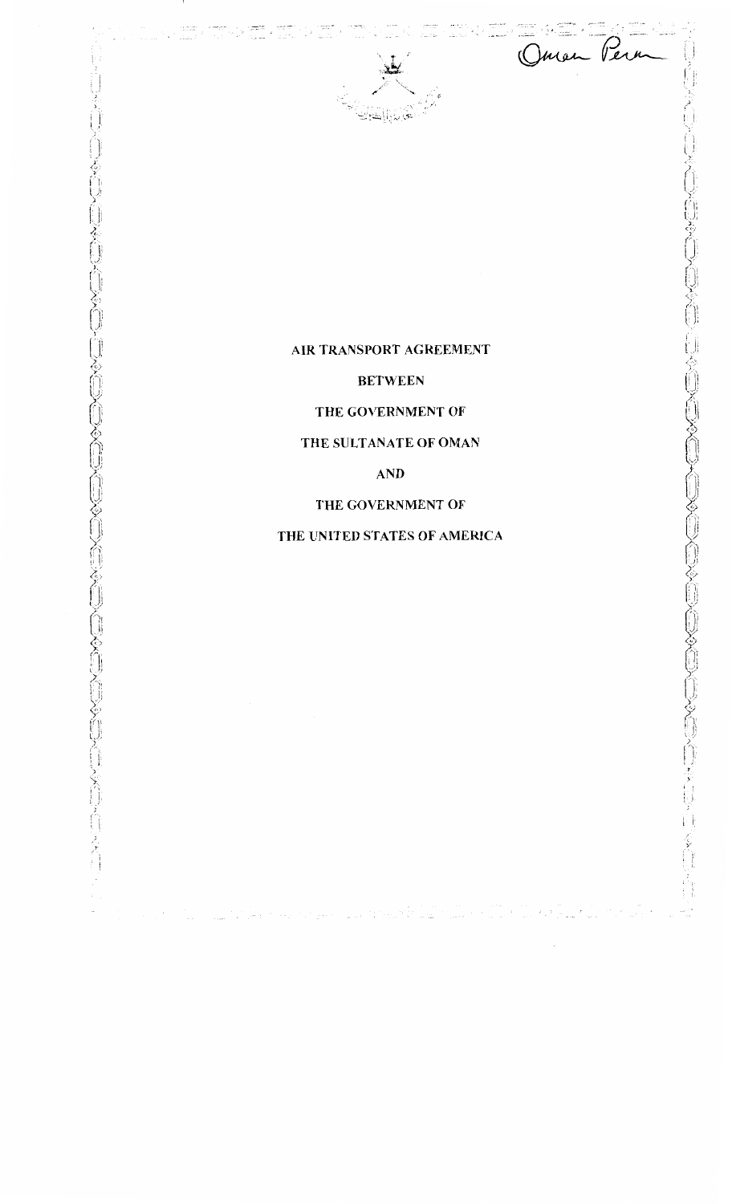Oman Perm

# AIR TRANSPORT AGREEMENT

BETWEEN

THE GOVERNMENT OF

THE SULTANATE OF OMAN

AND

THE GOVERNMENT OF

THE UNITED STATES OF AMERICA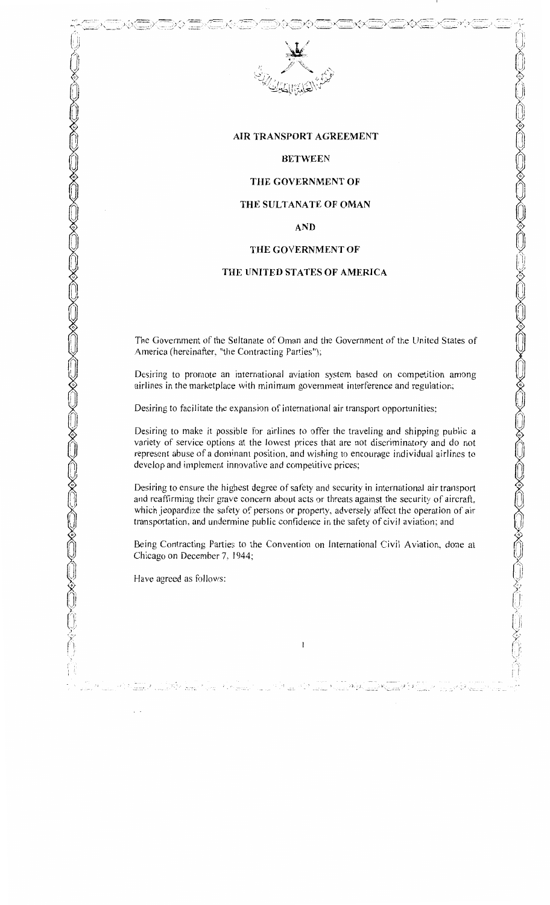# AIR TRANSPORT AGREEMENT

## BETWEEN

## THE GOVERNMENT OF

## THE SULTANATE OF OMAN

## AND

## THE GOVERNMENT OF

## THE UNITED STATES OF AMERICA

The Government of the Sultanate of Oman and the Government of the United States of America (hereinafter, "the Contracting Parties");

Desiring to promote an international aviation system based on competition among airlines in the marketplace with minimum government interference and regulation;

Desiring to facilitate the expansion of international air transport opportunities;

Desiring to make it possible for airlines to offer the traveling and shipping public a variety of service options at the lowest prices that are not discriminatory and do not represent abuse of a dominant position, and wishing to encourage individual airlines to develop and implement innovative and competitive prices;

Desiring to ensure the highest degree of safety and security in international air transport and reaffirming their grave concern about acts or threats against the security of aircraft, which jeopardize the safety of persons or property, adversely affect the operation of air transportation, and undermine public confidence in the safety of civil aviation; and

Being Contracting Parties to the Convention on International Civil Aviation, done at Chicago on December 7, 1944;

Have agreed as follows: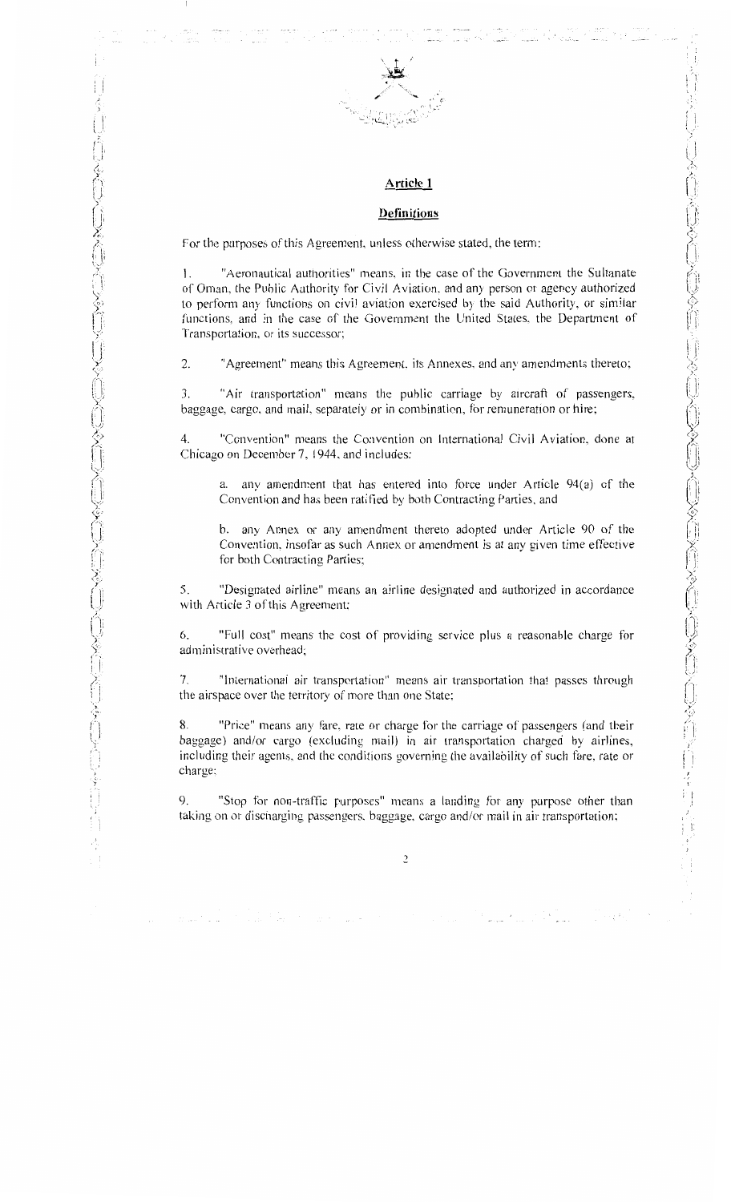## Article 1

### Definitions

For the purposes of this Agreement, unless otherwise stated, the term:

1. "Aeronautical authorities" means, in the case of the Government the Sultanate of Oman, the Public Authority for Civil Aviation, and any person or agency authorized to perform any functions on civil aviation exercised by the said Authority, or similar functions, and in the case of the Government the United States, the Department of Transportation, or its successor;

2. "Agreement" means this Agreement, its Annexes, and any amendments thereto;

3. "Air transportation" means the public carriage by aircraft of passengers, baggage, cargo, and mail, separately or in combination, for remuneration or hire;

4. "Convention" means the Convention on International Civil Aviation, done at Chicago on December 7, 1944, and includes:

   a. any amendment that has entered into force under Article 94(a) of the Convention and has been ratified by both Contracting Parties, and

   b. any Annex or any amendment thereto adopted under Article 90 of the Convention, insofar as such Annex or amendment is at any given time effective for both Contracting Parties;

5. "Designated airline" means an airline designated and authorized in accordance with Article 3 of this Agreement;

6. "Full cost" means the cost of providing service plus a reasonable charge for administrative overhead;

7. "International air transportation" means air transportation that passes through the airspace over the territory of more than one State;

8. "Price" means any fare, rate or charge for the carriage of passengers (and their baggage) and/or cargo (excluding mail) in air transportation charged by airlines, including their agents, and the conditions governing the availability of such fare, rate or charge;

9. "Stop for non-traffic purposes" means a landing for any purpose other than taking on or discharging passengers, baggage, cargo and/or mail in air transportation;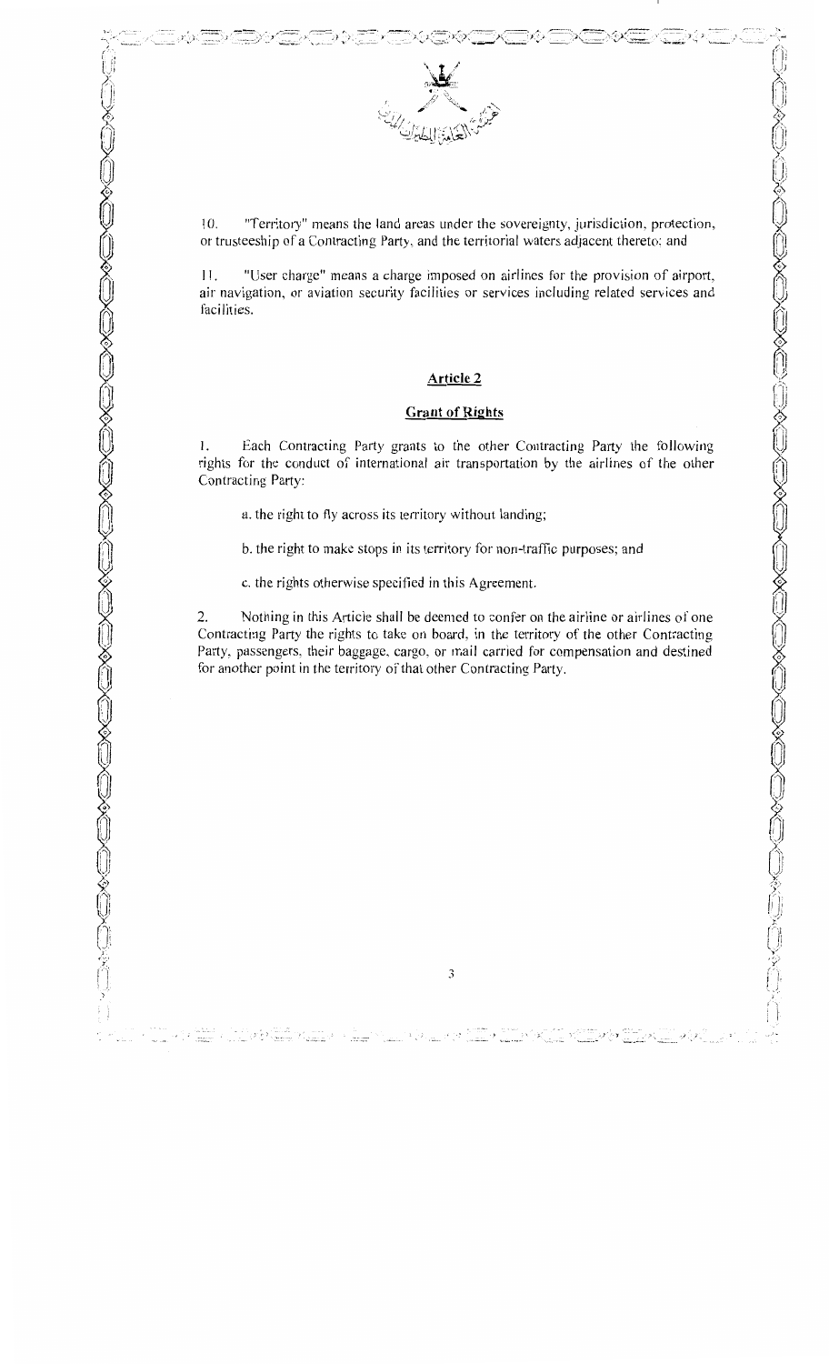10. "Territory" means the land areas under the sovereignty, jurisdiction, protection, or trusteeship of a Contracting Party, and the territorial waters adjacent thereto; and

11. "User charge" means a charge imposed on airlines for the provision of airport, air navigation, or aviation security facilities or services including related services and facilities.

## Article 2

## Grant of Rights

1. Each Contracting Party grants to the other Contracting Party the following rights for the conduct of international air transportation by the airlines of the other Contracting Party:

a. the right to fly across its territory without landing;

b. the right to make stops in its territory for non-traffic purposes; and

c. the rights otherwise specified in this Agreement.

2. Nothing in this Article shall be deemed to confer on the airline or airlines of one Contracting Party the rights to take on board, in the territory of the other Contracting Party, passengers, their baggage, cargo, or mail carried for compensation and destined for another point in the territory of that other Contracting Party.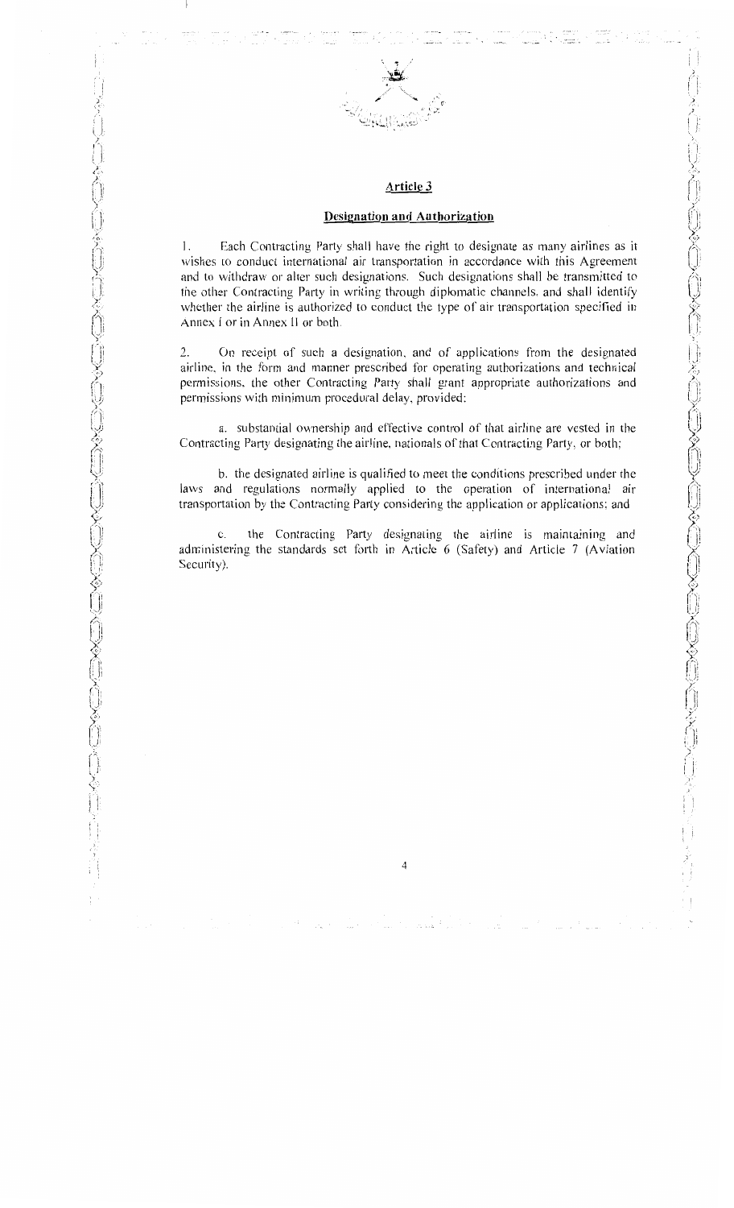## Article 3

### Designation and Authorization

1. Each Contracting Party shall have the right to designate as many airlines as it wishes to conduct international air transportation in accordance with this Agreement and to withdraw or alter such designations. Such designations shall be transmitted to the other Contracting Party in writing through diplomatic channels, and shall identify whether the airline is authorized to conduct the type of air transportation specified in Annex I or in Annex II or both.

2. On receipt of such a designation, and of applications from the designated airline, in the form and manner prescribed for operating authorizations and technical permissions, the other Contracting Party shall grant appropriate authorizations and permissions with minimum procedural delay, provided:

a. substantial ownership and effective control of that airline are vested in the Contracting Party designating the airline, nationals of that Contracting Party, or both;

b. the designated airline is qualified to meet the conditions prescribed under the laws and regulations normally applied to the operation of international air transportation by the Contracting Party considering the application or applications; and

c. the Contracting Party designating the airline is maintaining and administering the standards set forth in Article 6 (Safety) and Article 7 (Aviation Security).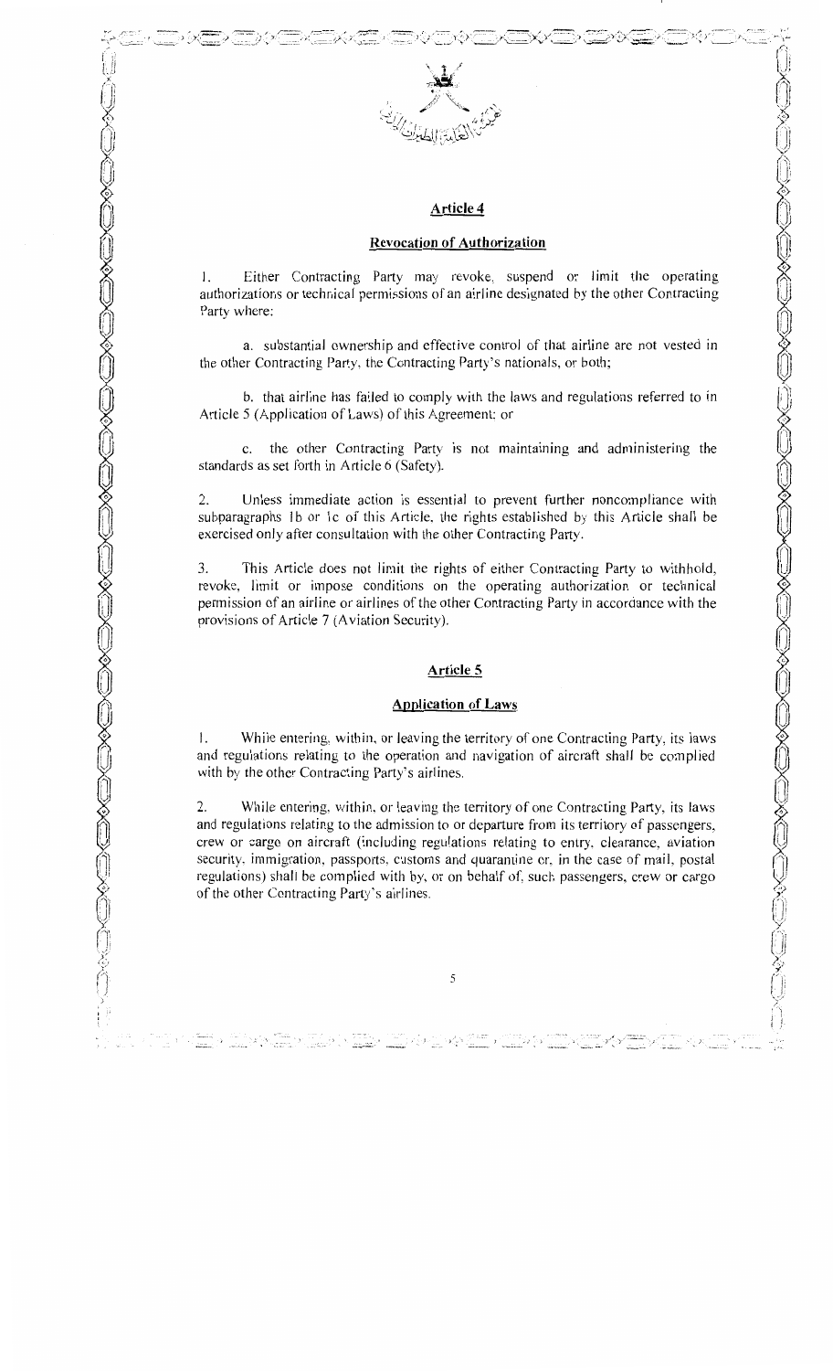## Article 4

### Revocation of Authorization

1. Either Contracting Party may revoke, suspend or limit the operating authorizations or technical permissions of an airline designated by the other Contracting Party where:

a. substantial ownership and effective control of that airline are not vested in the other Contracting Party, the Contracting Party's nationals, or both;

b. that airline has failed to comply with the laws and regulations referred to in Article 5 (Application of Laws) of this Agreement; or

c. the other Contracting Party is not maintaining and administering the standards as set forth in Article 6 (Safety).

2. Unless immediate action is essential to prevent further noncompliance with subparagraphs 1b or 1c of this Article, the rights established by this Article shall be exercised only after consultation with the other Contracting Party.

3. This Article does not limit the rights of either Contracting Party to withhold, revoke, limit or impose conditions on the operating authorization or technical permission of an airline or airlines of the other Contracting Party in accordance with the provisions of Article 7 (Aviation Security).

## Article 5

### Application of Laws

1. While entering, within, or leaving the territory of one Contracting Party, its laws and regulations relating to the operation and navigation of aircraft shall be complied with by the other Contracting Party's airlines.

2. While entering, within, or leaving the territory of one Contracting Party, its laws and regulations relating to the admission to or departure from its territory of passengers, crew or cargo on aircraft (including regulations relating to entry, clearance, aviation security, immigration, passports, customs and quarantine or, in the case of mail, postal regulations) shall be complied with by, or on behalf of, such passengers, crew or cargo of the other Contracting Party's airlines.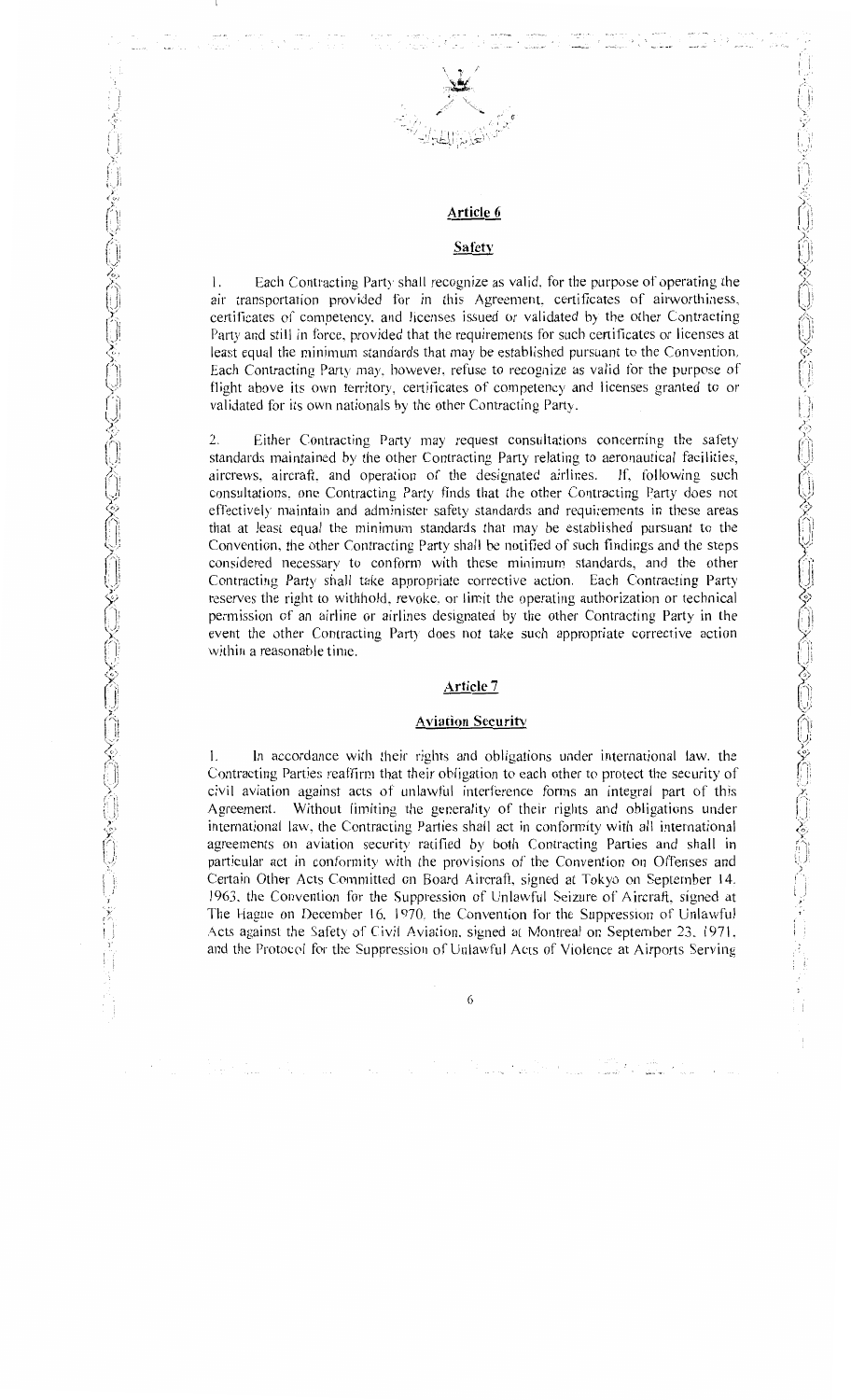## Article 6

### Safety

1. Each Contracting Party shall recognize as valid, for the purpose of operating the air transportation provided for in this Agreement, certificates of airworthiness, certificates of competency, and licenses issued or validated by the other Contracting Party and still in force, provided that the requirements for such certificates or licenses at least equal the minimum standards that may be established pursuant to the Convention. Each Contracting Party may, however, refuse to recognize as valid for the purpose of flight above its own territory, certificates of competency and licenses granted to or validated for its own nationals by the other Contracting Party.

2. Either Contracting Party may request consultations concerning the safety standards maintained by the other Contracting Party relating to aeronautical facilities, aircrews, aircraft, and operation of the designated airlines. If, following such consultations, one Contracting Party finds that the other Contracting Party does not effectively maintain and administer safety standards and requirements in these areas that at least equal the minimum standards that may be established pursuant to the Convention, the other Contracting Party shall be notified of such findings and the steps considered necessary to conform with these minimum standards, and the other Contracting Party shall take appropriate corrective action. Each Contracting Party reserves the right to withhold, revoke, or limit the operating authorization or technical permission of an airline or airlines designated by the other Contracting Party in the event the other Contracting Party does not take such appropriate corrective action within a reasonable time.

## Article 7

### Aviation Security

1. In accordance with their rights and obligations under international law, the Contracting Parties reaffirm that their obligation to each other to protect the security of civil aviation against acts of unlawful interference forms an integral part of this Agreement. Without limiting the generality of their rights and obligations under international law, the Contracting Parties shall act in conformity with all international agreements on aviation security ratified by both Contracting Parties and shall in particular act in conformity with the provisions of the Convention on Offenses and Certain Other Acts Committed on Board Aircraft, signed at Tokyo on September 14, 1963, the Convention for the Suppression of Unlawful Seizure of Aircraft, signed at The Hague on December 16, 1970, the Convention for the Suppression of Unlawful Acts against the Safety of Civil Aviation, signed at Montreal on September 23, 1971, and the Protocol for the Suppression of Unlawful Acts of Violence at Airports Serving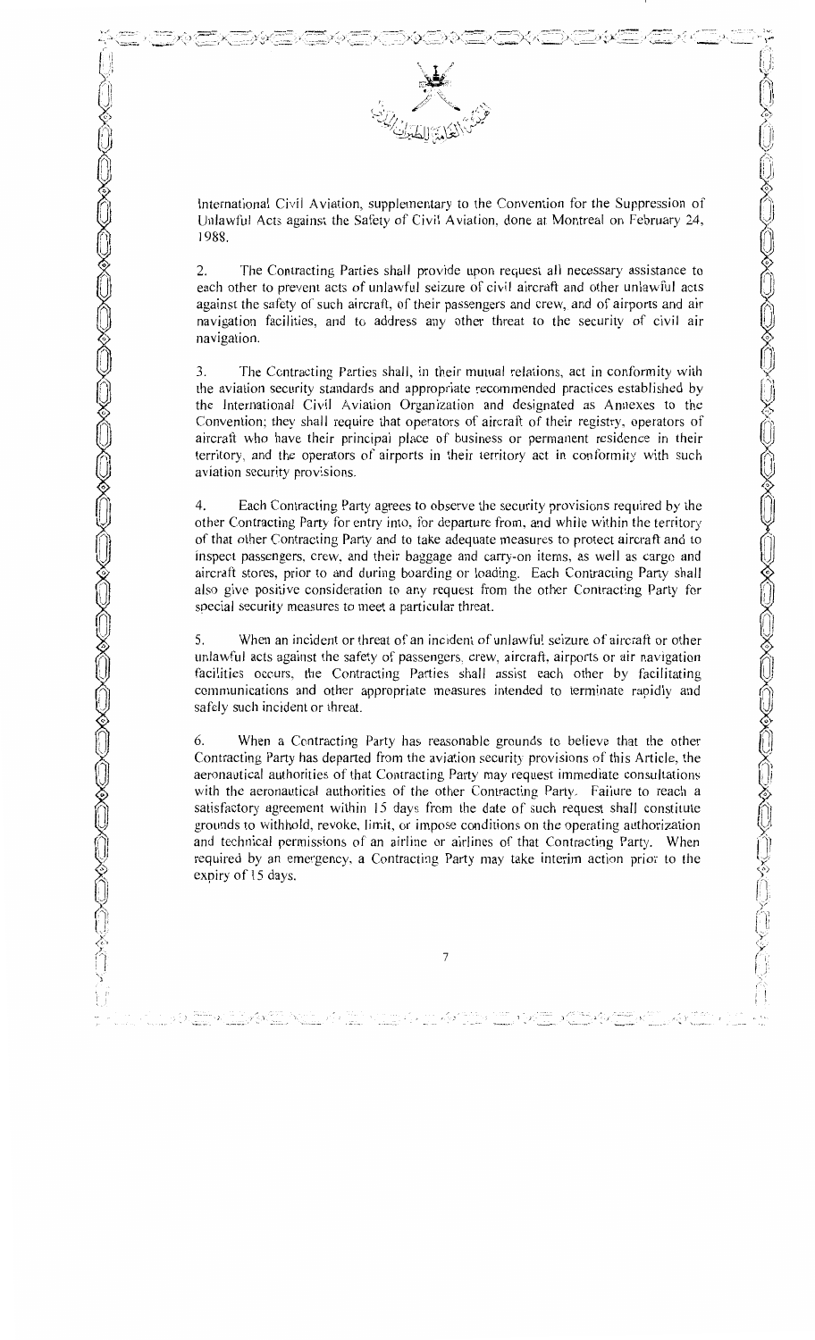International Civil Aviation, supplementary to the Convention for the Suppression of Unlawful Acts against the Safety of Civil Aviation, done at Montreal on February 24, 1988.

2. The Contracting Parties shall provide upon request all necessary assistance to each other to prevent acts of unlawful seizure of civil aircraft and other unlawful acts against the safety of such aircraft, of their passengers and crew, and of airports and air navigation facilities, and to address any other threat to the security of civil air navigation.

3. The Contracting Parties shall, in their mutual relations, act in conformity with the aviation security standards and appropriate recommended practices established by the International Civil Aviation Organization and designated as Annexes to the Convention; they shall require that operators of aircraft of their registry, operators of aircraft who have their principal place of business or permanent residence in their territory, and the operators of airports in their territory act in conformity with such aviation security provisions.

4. Each Contracting Party agrees to observe the security provisions required by the other Contracting Party for entry into, for departure from, and while within the territory of that other Contracting Party and to take adequate measures to protect aircraft and to inspect passengers, crew, and their baggage and carry-on items, as well as cargo and aircraft stores, prior to and during boarding or loading. Each Contracting Party shall also give positive consideration to any request from the other Contracting Party for special security measures to meet a particular threat.

5. When an incident or threat of an incident of unlawful seizure of aircraft or other unlawful acts against the safety of passengers, crew, aircraft, airports or air navigation facilities occurs, the Contracting Parties shall assist each other by facilitating communications and other appropriate measures intended to terminate rapidly and safely such incident or threat.

6. When a Contracting Party has reasonable grounds to believe that the other Contracting Party has departed from the aviation security provisions of this Article, the aeronautical authorities of that Contracting Party may request immediate consultations with the aeronautical authorities of the other Contracting Party. Failure to reach a satisfactory agreement within 15 days from the date of such request shall constitute grounds to withhold, revoke, limit, or impose conditions on the operating authorization and technical permissions of an airline or airlines of that Contracting Party. When required by an emergency, a Contracting Party may take interim action prior to the expiry of 15 days.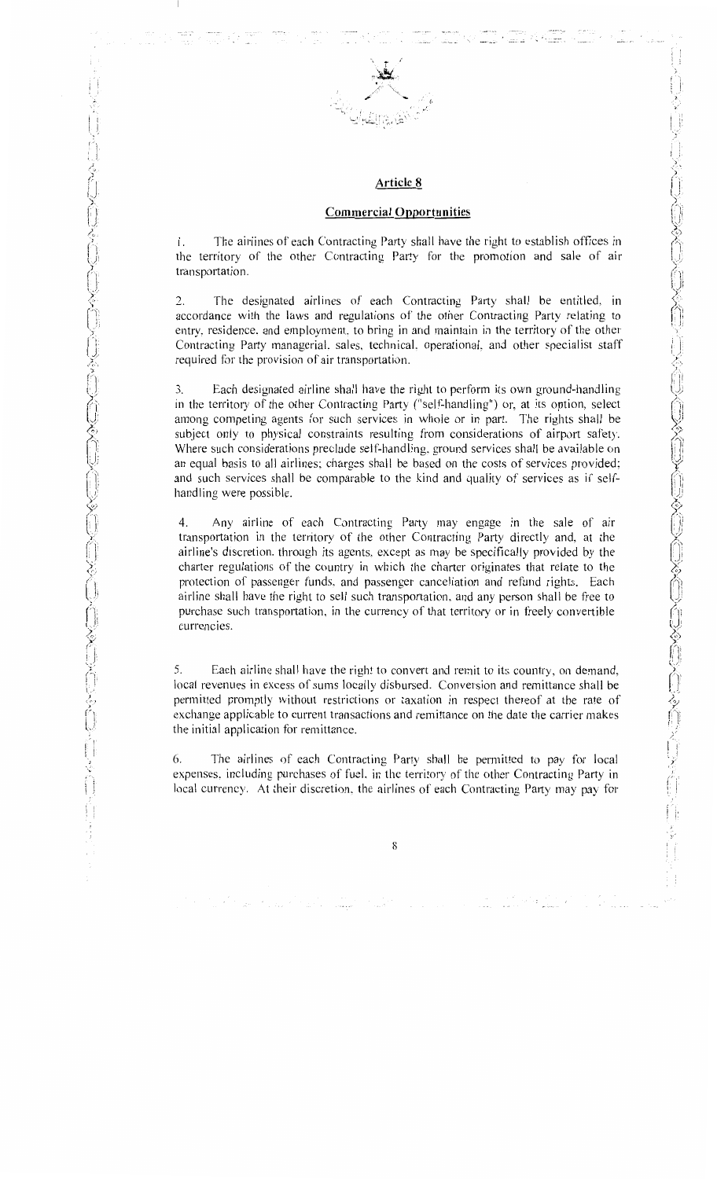## Article 8

### Commercial Opportunities

1. The airlines of each Contracting Party shall have the right to establish offices in the territory of the other Contracting Party for the promotion and sale of air transportation.

2. The designated airlines of each Contracting Party shall be entitled, in accordance with the laws and regulations of the other Contracting Party relating to entry, residence, and employment, to bring in and maintain in the territory of the other Contracting Party managerial, sales, technical, operational, and other specialist staff required for the provision of air transportation.

3. Each designated airline shall have the right to perform its own ground-handling in the territory of the other Contracting Party ("self-handling") or, at its option, select among competing agents for such services in whole or in part. The rights shall be subject only to physical constraints resulting from considerations of airport safety. Where such considerations preclude self-handling, ground services shall be available on an equal basis to all airlines; charges shall be based on the costs of services provided; and such services shall be comparable to the kind and quality of services as if self-handling were possible.

4. Any airline of each Contracting Party may engage in the sale of air transportation in the territory of the other Contracting Party directly and, at the airline's discretion, through its agents, except as may be specifically provided by the charter regulations of the country in which the charter originates that relate to the protection of passenger funds, and passenger cancellation and refund rights. Each airline shall have the right to sell such transportation, and any person shall be free to purchase such transportation, in the currency of that territory or in freely convertible currencies.

5. Each airline shall have the right to convert and remit to its country, on demand, local revenues in excess of sums locally disbursed. Conversion and remittance shall be permitted promptly without restrictions or taxation in respect thereof at the rate of exchange applicable to current transactions and remittance on the date the carrier makes the initial application for remittance.

6. The airlines of each Contracting Party shall be permitted to pay for local expenses, including purchases of fuel, in the territory of the other Contracting Party in local currency. At their discretion, the airlines of each Contracting Party may pay for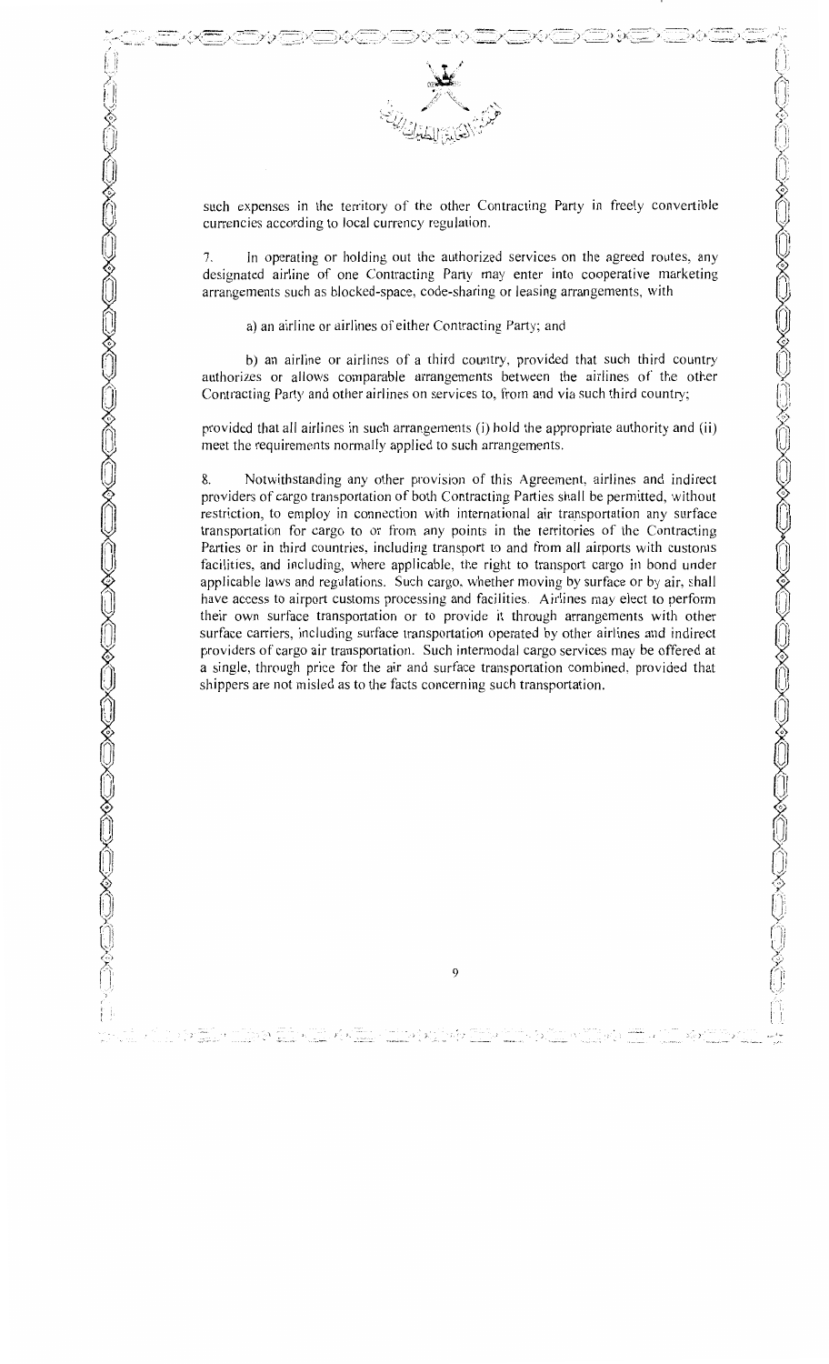such expenses in the territory of the other Contracting Party in freely convertible currencies according to local currency regulation.

7. In operating or holding out the authorized services on the agreed routes, any designated airline of one Contracting Party may enter into cooperative marketing arrangements such as blocked-space, code-sharing or leasing arrangements, with

a) an airline or airlines of either Contracting Party; and

b) an airline or airlines of a third country, provided that such third country authorizes or allows comparable arrangements between the airlines of the other Contracting Party and other airlines on services to, from and via such third country;

provided that all airlines in such arrangements (i) hold the appropriate authority and (ii) meet the requirements normally applied to such arrangements.

8. Notwithstanding any other provision of this Agreement, airlines and indirect providers of cargo transportation of both Contracting Parties shall be permitted, without restriction, to employ in connection with international air transportation any surface transportation for cargo to or from any points in the territories of the Contracting Parties or in third countries, including transport to and from all airports with customs facilities, and including, where applicable, the right to transport cargo in bond under applicable laws and regulations. Such cargo, whether moving by surface or by air, shall have access to airport customs processing and facilities. Airlines may elect to perform their own surface transportation or to provide it through arrangements with other surface carriers, including surface transportation operated by other airlines and indirect providers of cargo air transportation. Such intermodal cargo services may be offered at a single, through price for the air and surface transportation combined, provided that shippers are not misled as to the facts concerning such transportation.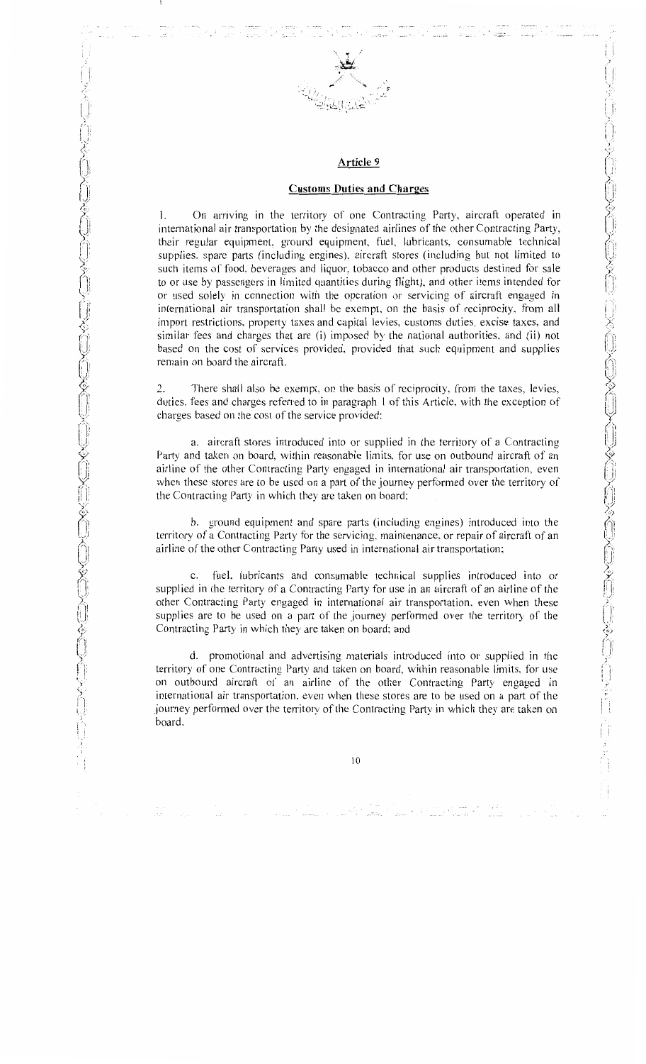## Article 9

### Customs Duties and Charges

1. On arriving in the territory of one Contracting Party, aircraft operated in international air transportation by the designated airlines of the other Contracting Party, their regular equipment, ground equipment, fuel, lubricants, consumable technical supplies, spare parts (including engines), aircraft stores (including but not limited to such items of food, beverages and liquor, tobacco and other products destined for sale to or use by passengers in limited quantities during flight), and other items intended for or used solely in connection with the operation or servicing of aircraft engaged in international air transportation shall be exempt, on the basis of reciprocity, from all import restrictions, property taxes and capital levies, customs duties, excise taxes, and similar fees and charges that are (i) imposed by the national authorities, and (ii) not based on the cost of services provided, provided that such equipment and supplies remain on board the aircraft.

2. There shall also be exempt, on the basis of reciprocity, from the taxes, levies, duties, fees and charges referred to in paragraph 1 of this Article, with the exception of charges based on the cost of the service provided:

a. aircraft stores introduced into or supplied in the territory of a Contracting Party and taken on board, within reasonable limits, for use on outbound aircraft of an airline of the other Contracting Party engaged in international air transportation, even when these stores are to be used on a part of the journey performed over the territory of the Contracting Party in which they are taken on board;

b. ground equipment and spare parts (including engines) introduced into the territory of a Contracting Party for the servicing, maintenance, or repair of aircraft of an airline of the other Contracting Party used in international air transportation;

c. fuel, lubricants and consumable technical supplies introduced into or supplied in the territory of a Contracting Party for use in an aircraft of an airline of the other Contracting Party engaged in international air transportation, even when these supplies are to be used on a part of the journey performed over the territory of the Contracting Party in which they are taken on board; and

d. promotional and advertising materials introduced into or supplied in the territory of one Contracting Party and taken on board, within reasonable limits, for use on outbound aircraft of an airline of the other Contracting Party engaged in international air transportation, even when these stores are to be used on a part of the journey performed over the territory of the Contracting Party in which they are taken on board.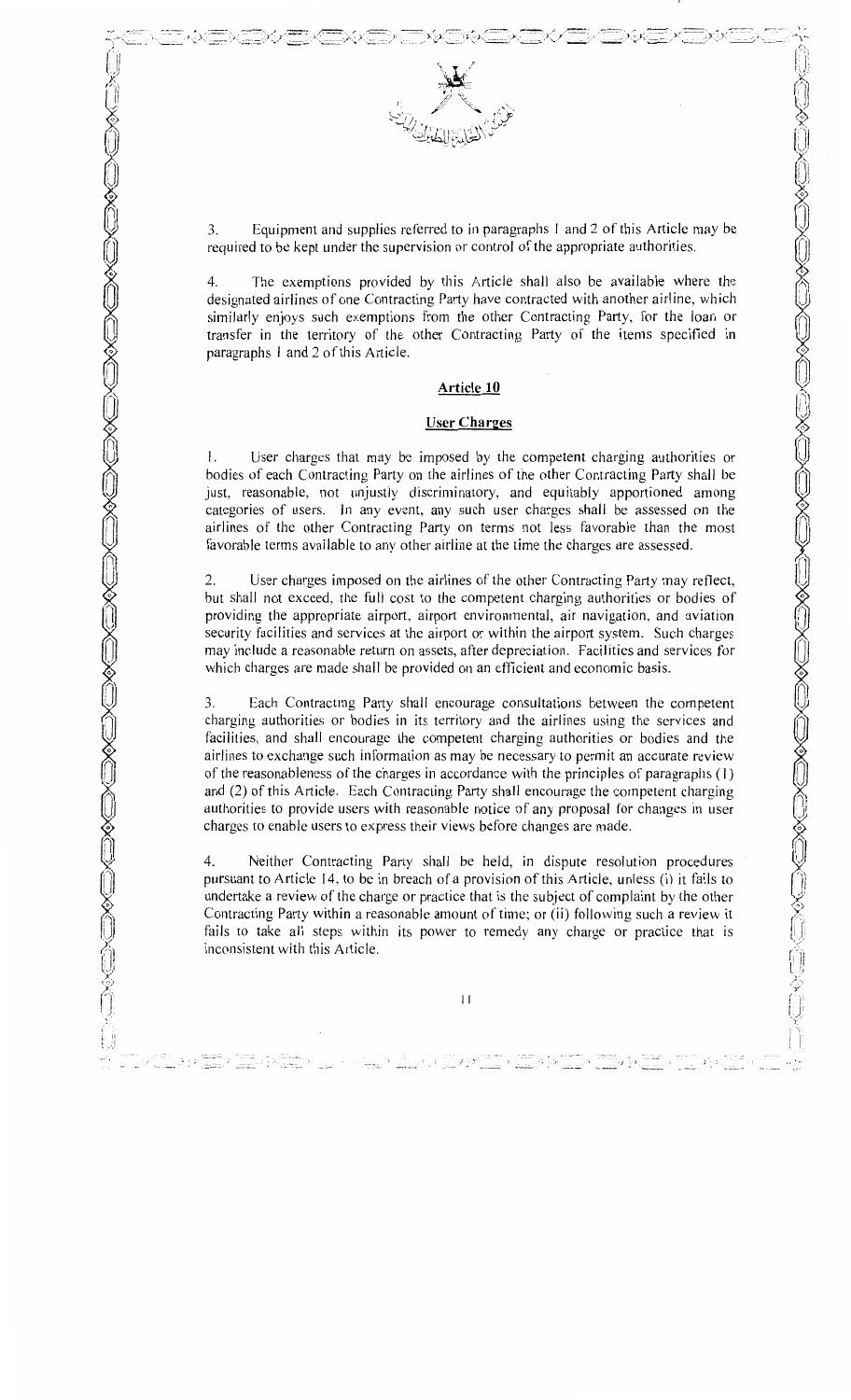3. Equipment and supplies referred to in paragraphs 1 and 2 of this Article may be required to be kept under the supervision or control of the appropriate authorities.

4. The exemptions provided by this Article shall also be available where the designated airlines of one Contracting Party have contracted with another airline, which similarly enjoys such exemptions from the other Contracting Party, for the loan or transfer in the territory of the other Contracting Party of the items specified in paragraphs 1 and 2 of this Article.

## Article 10

### User Charges

1. User charges that may be imposed by the competent charging authorities or bodies of each Contracting Party on the airlines of the other Contracting Party shall be just, reasonable, not unjustly discriminatory, and equitably apportioned among categories of users. In any event, any such user charges shall be assessed on the airlines of the other Contracting Party on terms not less favorable than the most favorable terms available to any other airline at the time the charges are assessed.

2. User charges imposed on the airlines of the other Contracting Party may reflect, but shall not exceed, the full cost to the competent charging authorities or bodies of providing the appropriate airport, airport environmental, air navigation, and aviation security facilities and services at the airport or within the airport system. Such charges may include a reasonable return on assets, after depreciation. Facilities and services for which charges are made shall be provided on an efficient and economic basis.

3. Each Contracting Party shall encourage consultations between the competent charging authorities or bodies in its territory and the airlines using the services and facilities, and shall encourage the competent charging authorities or bodies and the airlines to exchange such information as may be necessary to permit an accurate review of the reasonableness of the charges in accordance with the principles of paragraphs (1) and (2) of this Article. Each Contracting Party shall encourage the competent charging authorities to provide users with reasonable notice of any proposal for changes in user charges to enable users to express their views before changes are made.

4. Neither Contracting Party shall be held, in dispute resolution procedures pursuant to Article 14, to be in breach of a provision of this Article, unless (i) it fails to undertake a review of the charge or practice that is the subject of complaint by the other Contracting Party within a reasonable amount of time; or (ii) following such a review it fails to take all steps within its power to remedy any charge or practice that is inconsistent with this Article.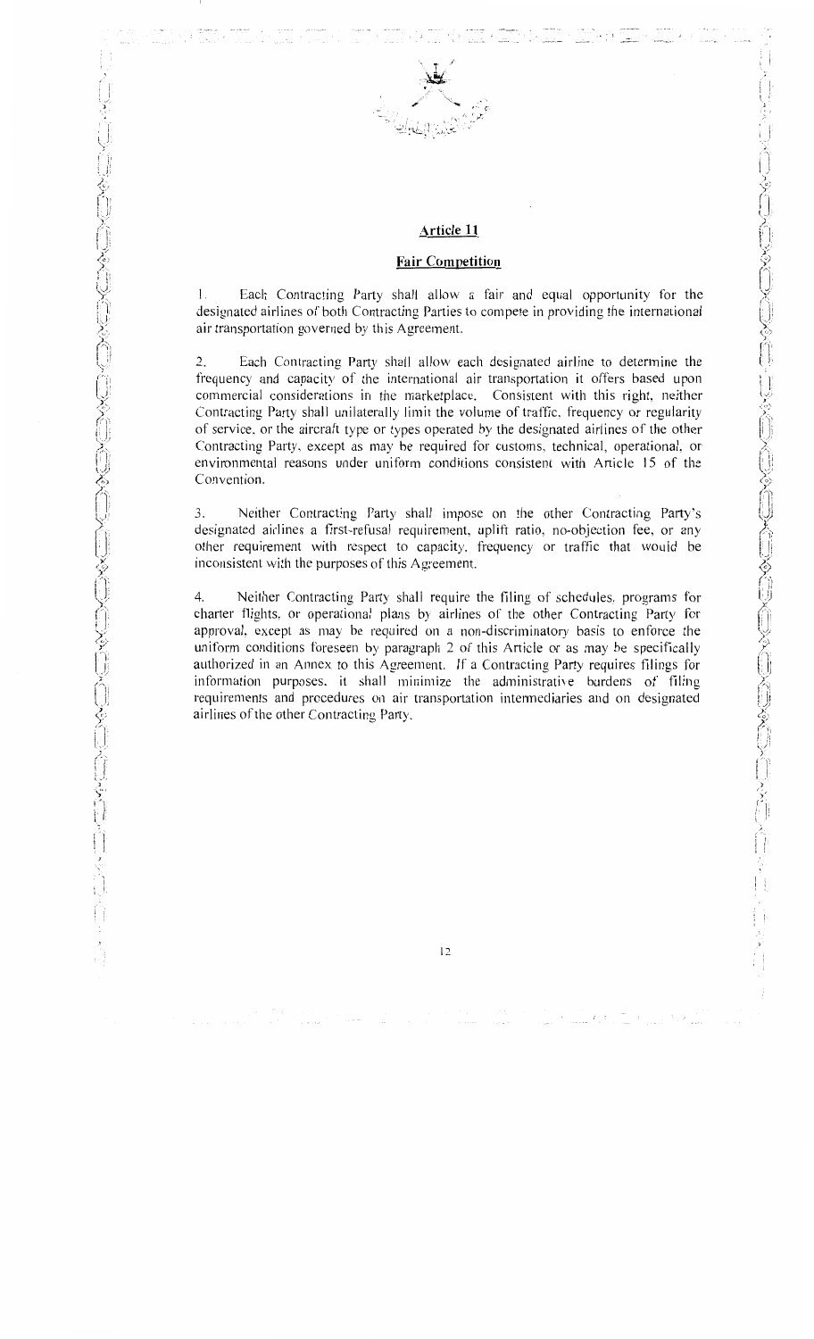## Article 11

### Fair Competition

1. Each Contracting Party shall allow a fair and equal opportunity for the designated airlines of both Contracting Parties to compete in providing the international air transportation governed by this Agreement.

2. Each Contracting Party shall allow each designated airline to determine the frequency and capacity of the international air transportation it offers based upon commercial considerations in the marketplace. Consistent with this right, neither Contracting Party shall unilaterally limit the volume of traffic, frequency or regularity of service, or the aircraft type or types operated by the designated airlines of the other Contracting Party, except as may be required for customs, technical, operational, or environmental reasons under uniform conditions consistent with Article 15 of the Convention.

3. Neither Contracting Party shall impose on the other Contracting Party's designated airlines a first-refusal requirement, uplift ratio, no-objection fee, or any other requirement with respect to capacity, frequency or traffic that would be inconsistent with the purposes of this Agreement.

4. Neither Contracting Party shall require the filing of schedules, programs for charter flights, or operational plans by airlines of the other Contracting Party for approval, except as may be required on a non-discriminatory basis to enforce the uniform conditions foreseen by paragraph 2 of this Article or as may be specifically authorized in an Annex to this Agreement. If a Contracting Party requires filings for information purposes, it shall minimize the administrative burdens of filing requirements and procedures on air transportation intermediaries and on designated airlines of the other Contracting Party.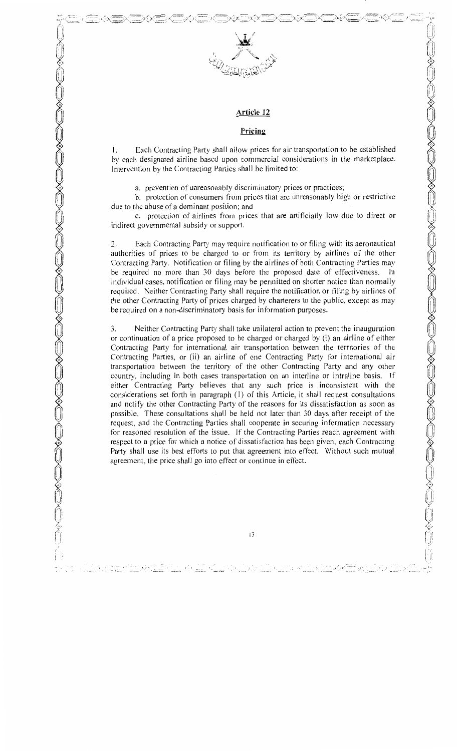## Article 12

### Pricing

1. Each Contracting Party shall allow prices for air transportation to be established by each designated airline based upon commercial considerations in the marketplace. Intervention by the Contracting Parties shall be limited to:

a. prevention of unreasonably discriminatory prices or practices;

b. protection of consumers from prices that are unreasonably high or restrictive due to the abuse of a dominant position; and

c. protection of airlines from prices that are artificially low due to direct or indirect governmental subsidy or support.

2. Each Contracting Party may require notification to or filing with its aeronautical authorities of prices to be charged to or from its territory by airlines of the other Contracting Party. Notification or filing by the airlines of both Contracting Parties may be required no more than 30 days before the proposed date of effectiveness. In individual cases, notification or filing may be permitted on shorter notice than normally required. Neither Contracting Party shall require the notification or filing by airlines of the other Contracting Party of prices charged by charterers to the public, except as may be required on a non-discriminatory basis for information purposes.

3. Neither Contracting Party shall take unilateral action to prevent the inauguration or continuation of a price proposed to be charged or charged by (i) an airline of either Contracting Party for international air transportation between the territories of the Contracting Parties, or (ii) an airline of one Contracting Party for international air transportation between the territory of the other Contracting Party and any other country, including in both cases transportation on an interline or intraline basis. If either Contracting Party believes that any such price is inconsistent with the considerations set forth in paragraph (1) of this Article, it shall request consultations and notify the other Contracting Party of the reasons for its dissatisfaction as soon as possible. These consultations shall be held not later than 30 days after receipt of the request, and the Contracting Parties shall cooperate in securing information necessary for reasoned resolution of the issue. If the Contracting Parties reach agreement with respect to a price for which a notice of dissatisfaction has been given, each Contracting Party shall use its best efforts to put that agreement into effect. Without such mutual agreement, the price shall go into effect or continue in effect.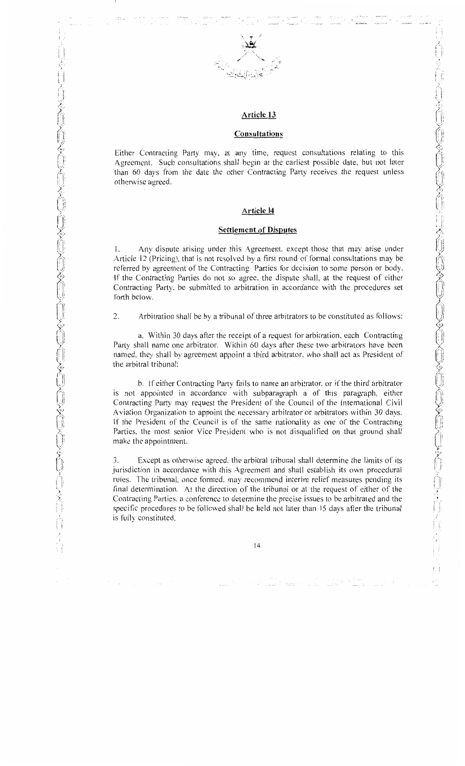## Article 13

### Consultations

Either Contracting Party may, at any time, request consultations relating to this Agreement. Such consultations shall begin at the earliest possible date, but not later than 60 days from the date the other Contracting Party receives the request unless otherwise agreed.

## Article 14

### Settlement of Disputes

1. Any dispute arising under this Agreement, except those that may arise under Article 12 (Pricing), that is not resolved by a first round of formal consultations may be referred by agreement of the Contracting Parties for decision to some person or body. If the Contracting Parties do not so agree, the dispute shall, at the request of either Contracting Party, be submitted to arbitration in accordance with the procedures set forth below.

2. Arbitration shall be by a tribunal of three arbitrators to be constituted as follows:

   a. Within 30 days after the receipt of a request for arbitration, each Contracting Party shall name one arbitrator. Within 60 days after these two arbitrators have been named, they shall by agreement appoint a third arbitrator, who shall act as President of the arbitral tribunal;

   b. If either Contracting Party fails to name an arbitrator, or if the third arbitrator is not appointed in accordance with subparagraph a of this paragraph, either Contracting Party may request the President of the Council of the International Civil Aviation Organization to appoint the necessary arbitrator or arbitrators within 30 days. If the President of the Council is of the same nationality as one of the Contracting Parties, the most senior Vice President who is not disqualified on that ground shall make the appointment.

3. Except as otherwise agreed, the arbitral tribunal shall determine the limits of its jurisdiction in accordance with this Agreement and shall establish its own procedural rules. The tribunal, once formed, may recommend interim relief measures pending its final determination. At the direction of the tribunal or at the request of either of the Contracting Parties, a conference to determine the precise issues to be arbitrated and the specific procedures to be followed shall be held not later than 15 days after the tribunal is fully constituted.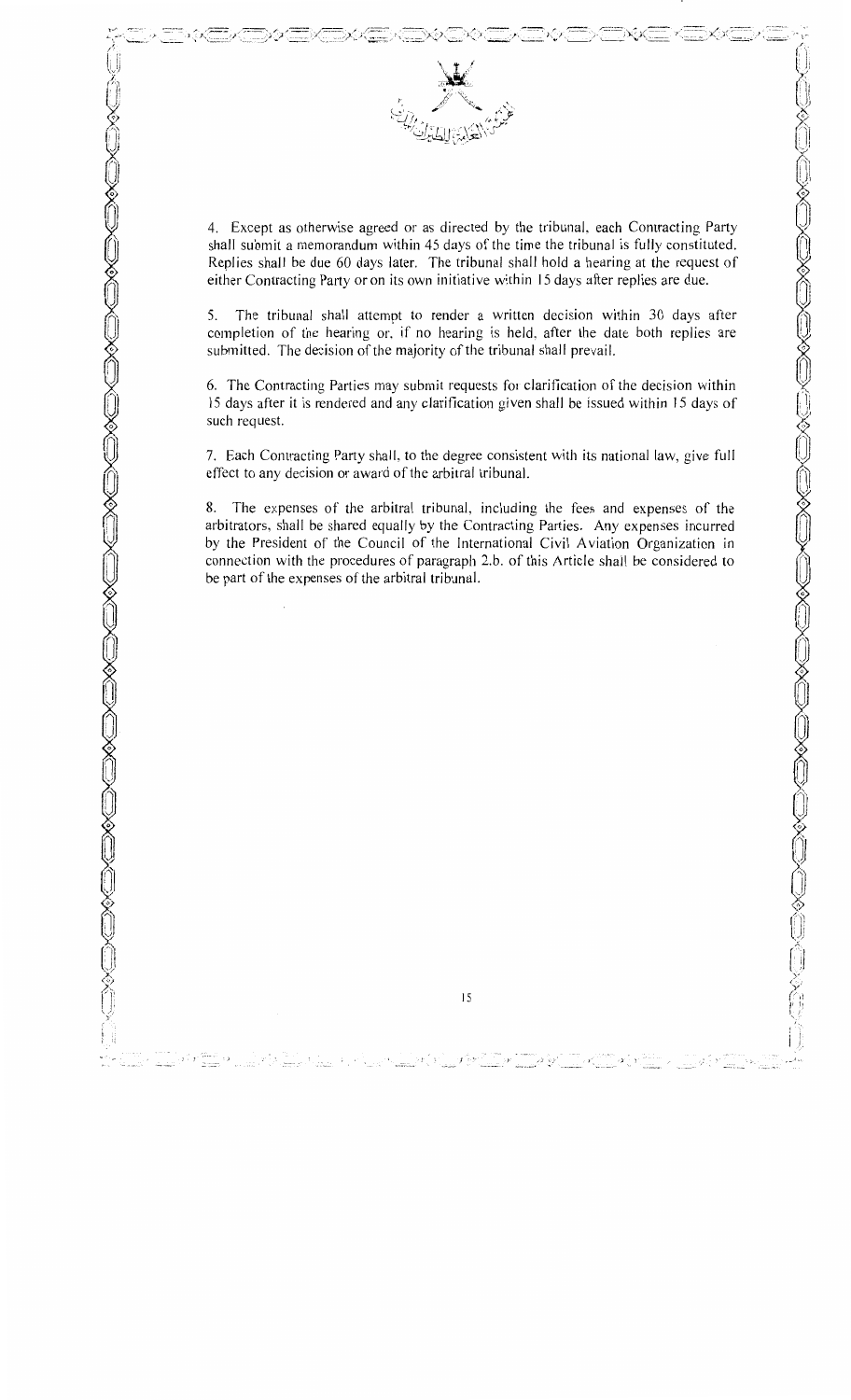4. Except as otherwise agreed or as directed by the tribunal, each Contracting Party shall submit a memorandum within 45 days of the time the tribunal is fully constituted. Replies shall be due 60 days later. The tribunal shall hold a hearing at the request of either Contracting Party or on its own initiative within 15 days after replies are due.

5. The tribunal shall attempt to render a written decision within 30 days after completion of the hearing or, if no hearing is held, after the date both replies are submitted. The decision of the majority of the tribunal shall prevail.

6. The Contracting Parties may submit requests for clarification of the decision within 15 days after it is rendered and any clarification given shall be issued within 15 days of such request.

7. Each Contracting Party shall, to the degree consistent with its national law, give full effect to any decision or award of the arbitral tribunal.

8. The expenses of the arbitral tribunal, including the fees and expenses of the arbitrators, shall be shared equally by the Contracting Parties. Any expenses incurred by the President of the Council of the International Civil Aviation Organization in connection with the procedures of paragraph 2.b. of this Article shall be considered to be part of the expenses of the arbitral tribunal.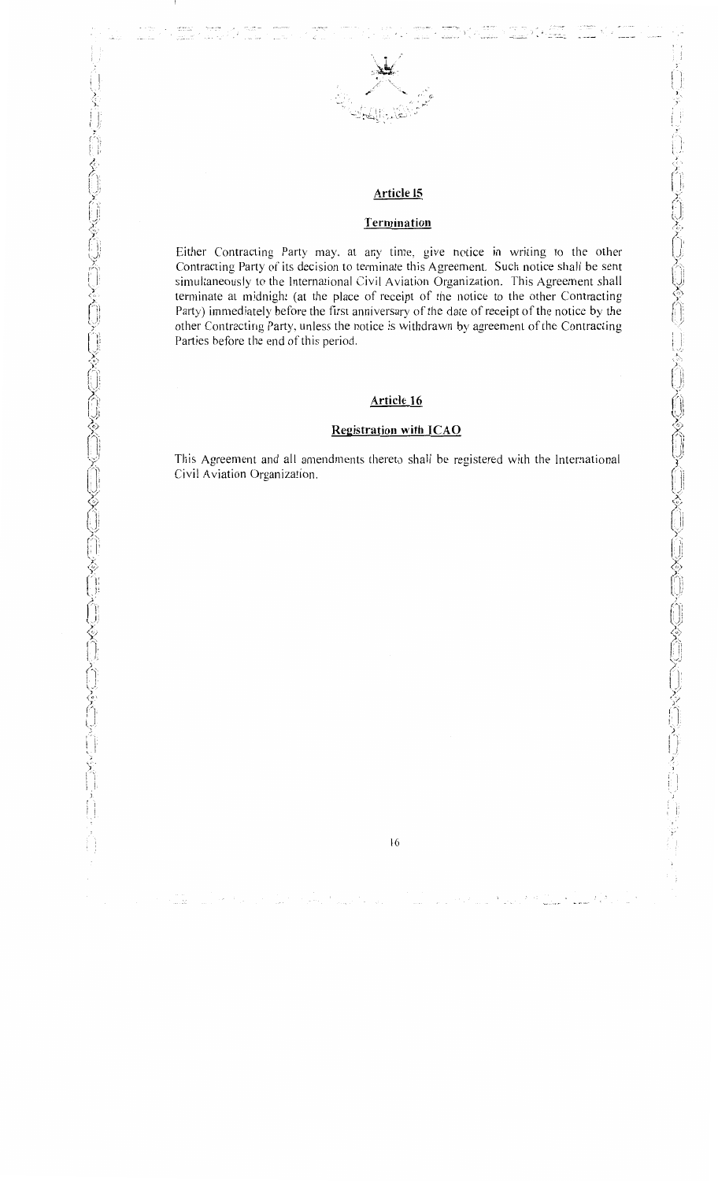## Article 15

### Termination

Either Contracting Party may, at any time, give notice in writing to the other Contracting Party of its decision to terminate this Agreement. Such notice shall be sent simultaneously to the International Civil Aviation Organization. This Agreement shall terminate at midnight (at the place of receipt of the notice to the other Contracting Party) immediately before the first anniversary of the date of receipt of the notice by the other Contracting Party, unless the notice is withdrawn by agreement of the Contracting Parties before the end of this period.

## Article 16

### Registration with ICAO

This Agreement and all amendments thereto shall be registered with the International Civil Aviation Organization.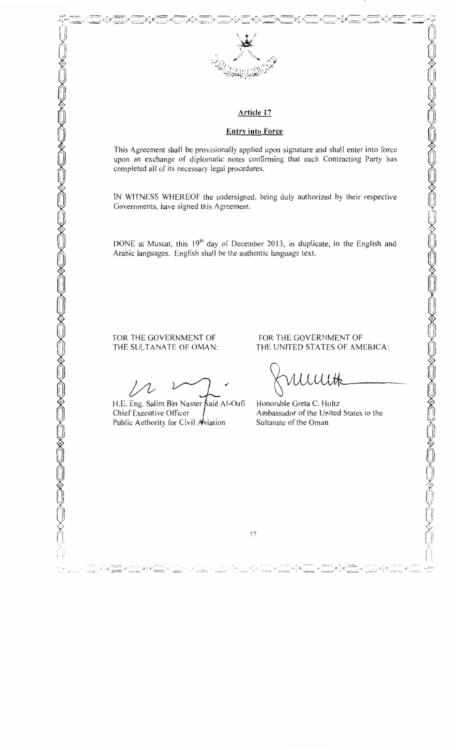## Article 17

### Entry into Force

This Agreement shall be provisionally applied upon signature and shall enter into force upon an exchange of diplomatic notes confirming that each Contracting Party has completed all of its necessary legal procedures.

IN WITNESS WHEREOF the undersigned, being duly authorized by their respective Governments, have signed this Agreement.

DONE at Muscat, this 19th day of December 2013, in duplicate, in the English and Arabic languages. English shall be the authentic language text.

FOR THE GOVERNMENT OF THE SULTANATE OF OMAN:

H.E. Eng. Salim Bin Nasser Said Al-Oufi
Chief Executive Officer
Public Authority for Civil Aviation

FOR THE GOVERNMENT OF THE UNITED STATES OF AMERICA:

Honorable Greta C. Holtz
Ambassador of the United States to the Sultanate of the Oman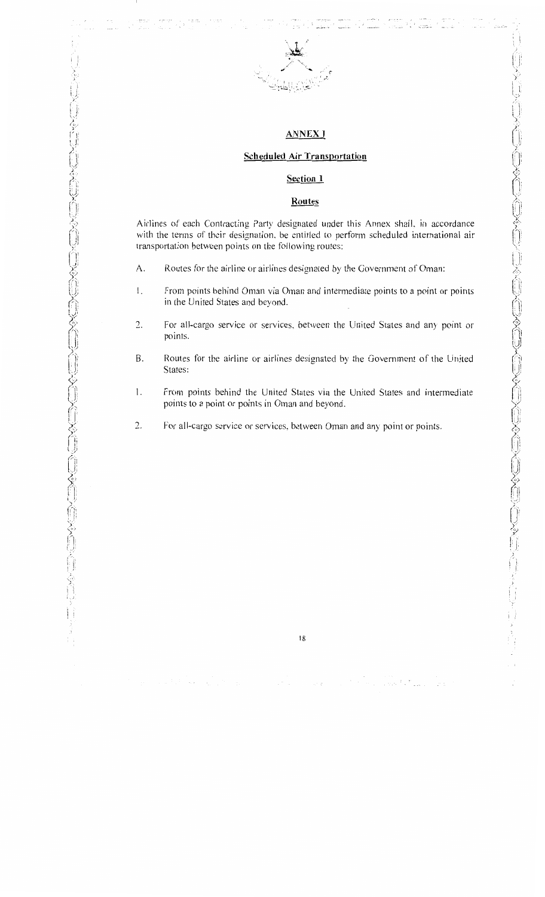## ANNEX I

### Scheduled Air Transportation

### Section 1

### Routes

Airlines of each Contracting Party designated under this Annex shall, in accordance with the terms of their designation, be entitled to perform scheduled international air transportation between points on the following routes:

A. Routes for the airline or airlines designated by the Government of Oman:

1. From points behind Oman via Oman and intermediate points to a point or points in the United States and beyond.

2. For all-cargo service or services, between the United States and any point or points.

B. Routes for the airline or airlines designated by the Government of the United States:

1. From points behind the United States via the United States and intermediate points to a point or points in Oman and beyond.

2. For all-cargo service or services, between Oman and any point or points.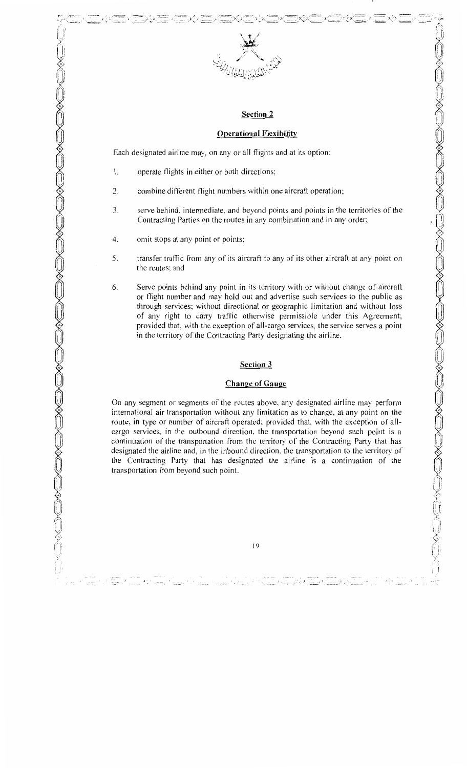## Section 2

### Operational Flexibility

Each designated airline may, on any or all flights and at its option:

1. operate flights in either or both directions;
2. combine different flight numbers within one aircraft operation;
3. serve behind, intermediate, and beyond points and points in the territories of the Contracting Parties on the routes in any combination and in any order;
4. omit stops at any point or points;
5. transfer traffic from any of its aircraft to any of its other aircraft at any point on the routes; and
6. Serve points behind any point in its territory with or without change of aircraft or flight number and may hold out and advertise such services to the public as through services; without directional or geographic limitation and without loss of any right to carry traffic otherwise permissible under this Agreement; provided that, with the exception of all-cargo services, the service serves a point in the territory of the Contracting Party designating the airline.

## Section 3

### Change of Gauge

On any segment or segments of the routes above, any designated airline may perform international air transportation without any limitation as to change, at any point on the route, in type or number of aircraft operated; provided that, with the exception of all-cargo services, in the outbound direction, the transportation beyond such point is a continuation of the transportation from the territory of the Contracting Party that has designated the airline and, in the inbound direction, the transportation to the territory of the Contracting Party that has designated the airline is a continuation of the transportation from beyond such point.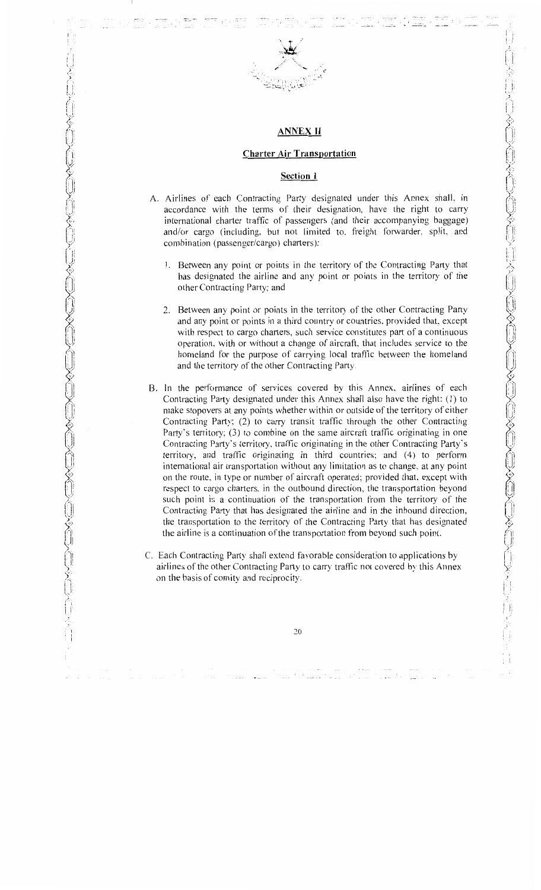## ANNEX II

### Charter Air Transportation

### Section 1

A. Airlines of each Contracting Party designated under this Annex shall, in accordance with the terms of their designation, have the right to carry international charter traffic of passengers (and their accompanying baggage) and/or cargo (including, but not limited to, freight forwarder, split, and combination (passenger/cargo) charters):

   1. Between any point or points in the territory of the Contracting Party that has designated the airline and any point or points in the territory of the other Contracting Party; and

   2. Between any point or points in the territory of the other Contracting Party and any point or points in a third country or countries, provided that, except with respect to cargo charters, such service constitutes part of a continuous operation, with or without a change of aircraft, that includes service to the homeland for the purpose of carrying local traffic between the homeland and the territory of the other Contracting Party.

B. In the performance of services covered by this Annex, airlines of each Contracting Party designated under this Annex shall also have the right: (1) to make stopovers at any points whether within or outside of the territory of either Contracting Party; (2) to carry transit traffic through the other Contracting Party's territory; (3) to combine on the same aircraft traffic originating in one Contracting Party's territory, traffic originating in the other Contracting Party's territory, and traffic originating in third countries; and (4) to perform international air transportation without any limitation as to change, at any point on the route, in type or number of aircraft operated; provided that, except with respect to cargo charters, in the outbound direction, the transportation beyond such point is a continuation of the transportation from the territory of the Contracting Party that has designated the airline and in the inbound direction, the transportation to the territory of the Contracting Party that has designated the airline is a continuation of the transportation from beyond such point.

C. Each Contracting Party shall extend favorable consideration to applications by airlines of the other Contracting Party to carry traffic not covered by this Annex on the basis of comity and reciprocity.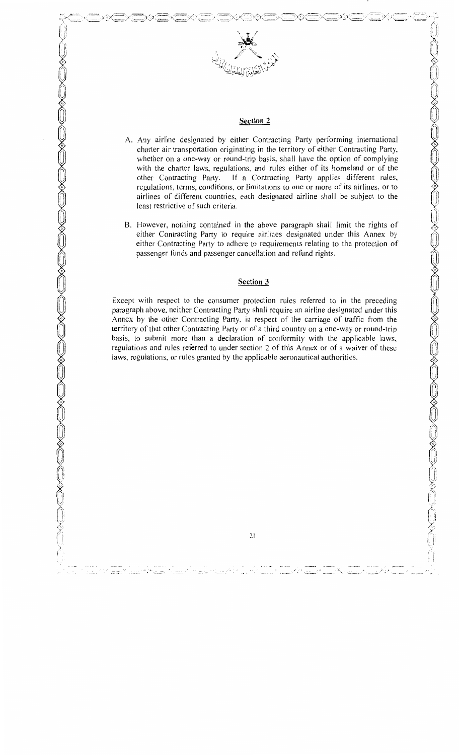## Section 2

A. Any airline designated by either Contracting Party performing international charter air transportation originating in the territory of either Contracting Party, whether on a one-way or round-trip basis, shall have the option of complying with the charter laws, regulations, and rules either of its homeland or of the other Contracting Party. If a Contracting Party applies different rules, regulations, terms, conditions, or limitations to one or more of its airlines, or to airlines of different countries, each designated airline shall be subject to the least restrictive of such criteria.

B. However, nothing contained in the above paragraph shall limit the rights of either Contracting Party to require airlines designated under this Annex by either Contracting Party to adhere to requirements relating to the protection of passenger funds and passenger cancellation and refund rights.

## Section 3

Except with respect to the consumer protection rules referred to in the preceding paragraph above, neither Contracting Party shall require an airline designated under this Annex by the other Contracting Party, in respect of the carriage of traffic from the territory of that other Contracting Party or of a third country on a one-way or round-trip basis, to submit more than a declaration of conformity with the applicable laws, regulations and rules referred to under section 2 of this Annex or of a waiver of these laws, regulations, or rules granted by the applicable aeronautical authorities.